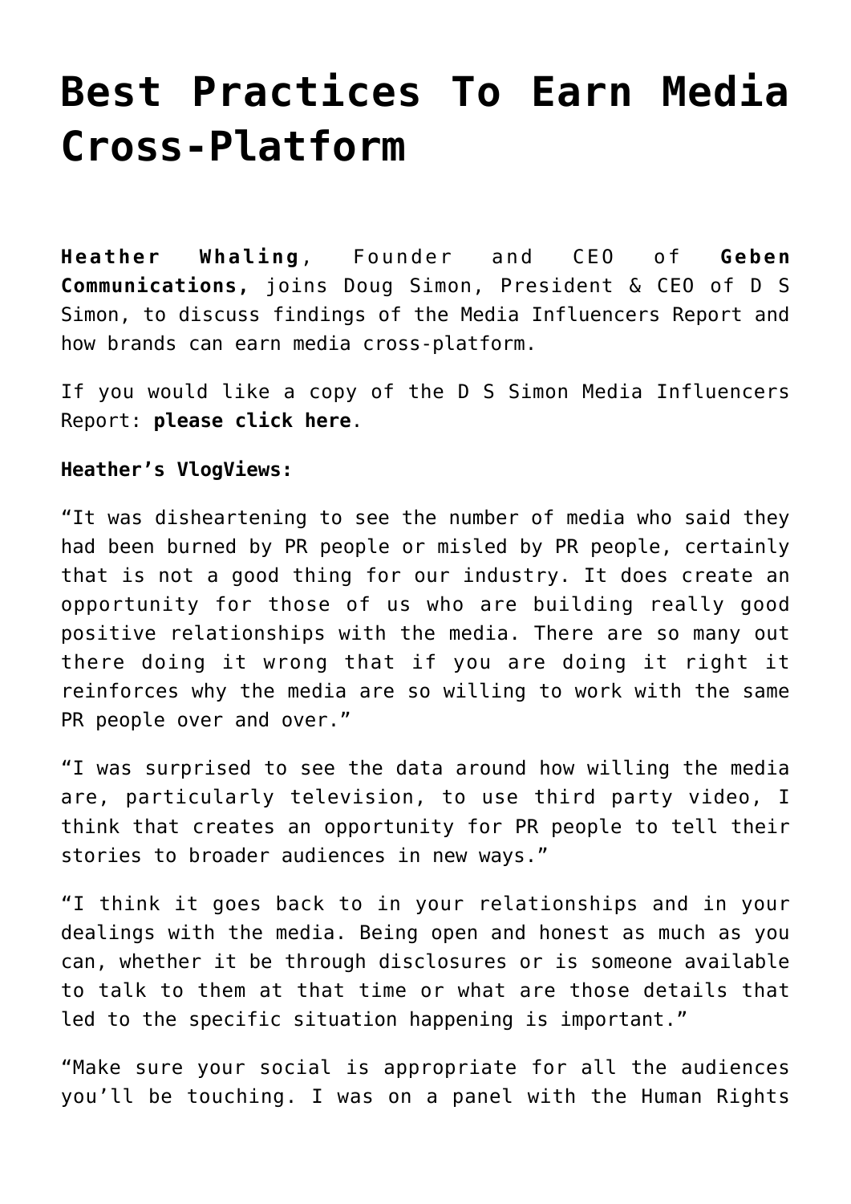# Best Practices To Earn Media Cross-Platform

**Heather Whaling**, Founder and CEO of **Geben Communications,** joins Doug Simon, President & CEO of D S Simon, to discuss findings of the Media Influencers Report and how brands can earn media cross-platform.

If you would like a copy of the D S Simon Media Influencers Report: **please click here**.

**Heather's VlogViews:**

"It was disheartening to see the number of media who said they had been burned by PR people or misled by PR people, certainly that is not a good thing for our industry. It does create an opportunity for those of us who are building really good positive relationships with the media. There are so many out there doing it wrong that if you are doing it right it reinforces why the media are so willing to work with the same PR people over and over."

"I was surprised to see the data around how willing the media are, particularly television, to use third party video, I think that creates an opportunity for PR people to tell their stories to broader audiences in new ways."

"I think it goes back to in your relationships and in your dealings with the media. Being open and honest as much as you can, whether it be through disclosures or is someone available to talk to them at that time or what are those details that led to the specific situation happening is important."

"Make sure your social is appropriate for all the audiences you'll be touching. I was on a panel with the Human Rights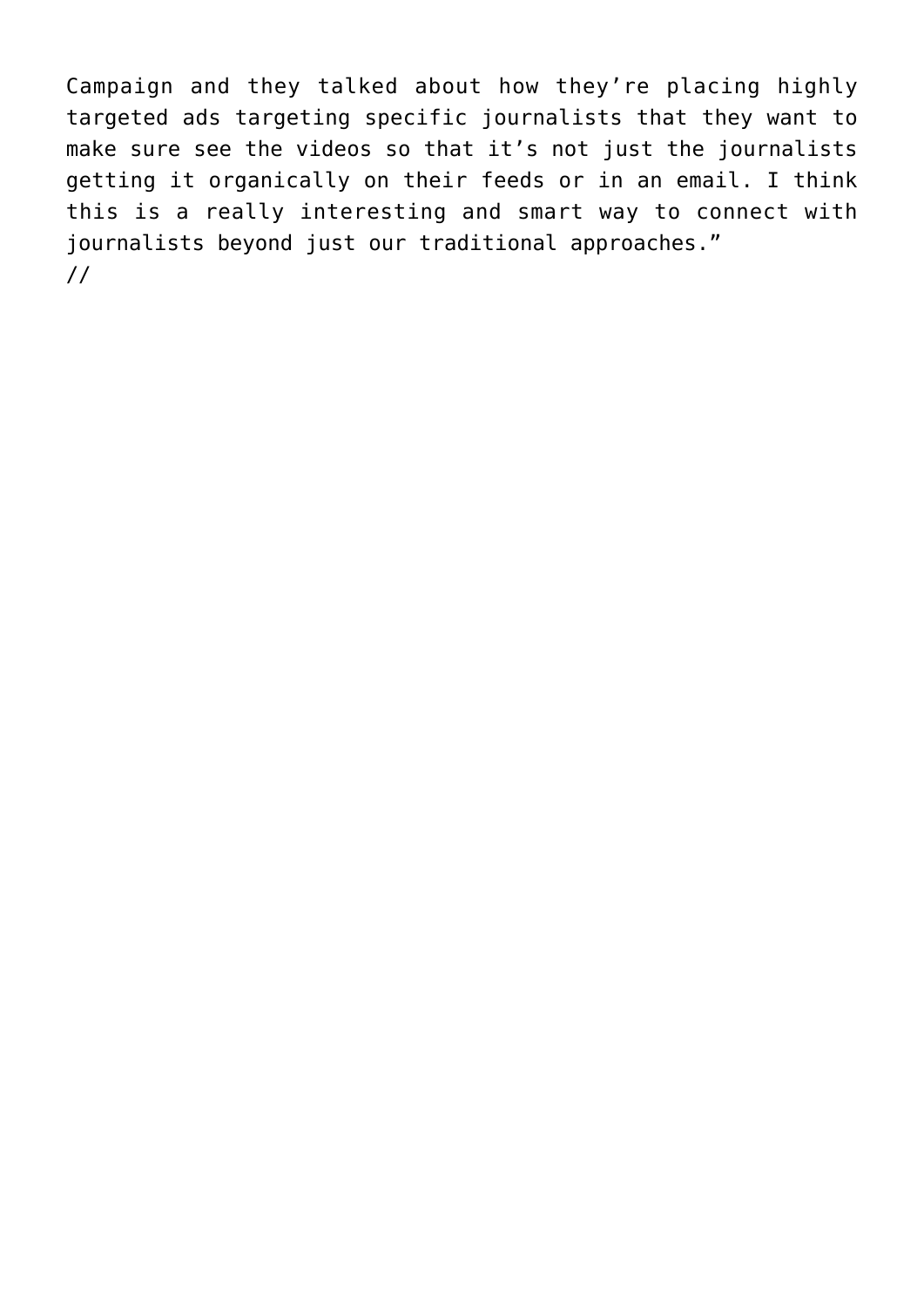Campaign and they talked about how they're placing highly targeted ads targeting specific journalists that they want to make sure see the videos so that it's not just the journalists getting it organically on their feeds or in an email. I think this is a really interesting and smart way to connect with journalists beyond just our traditional approaches."

//